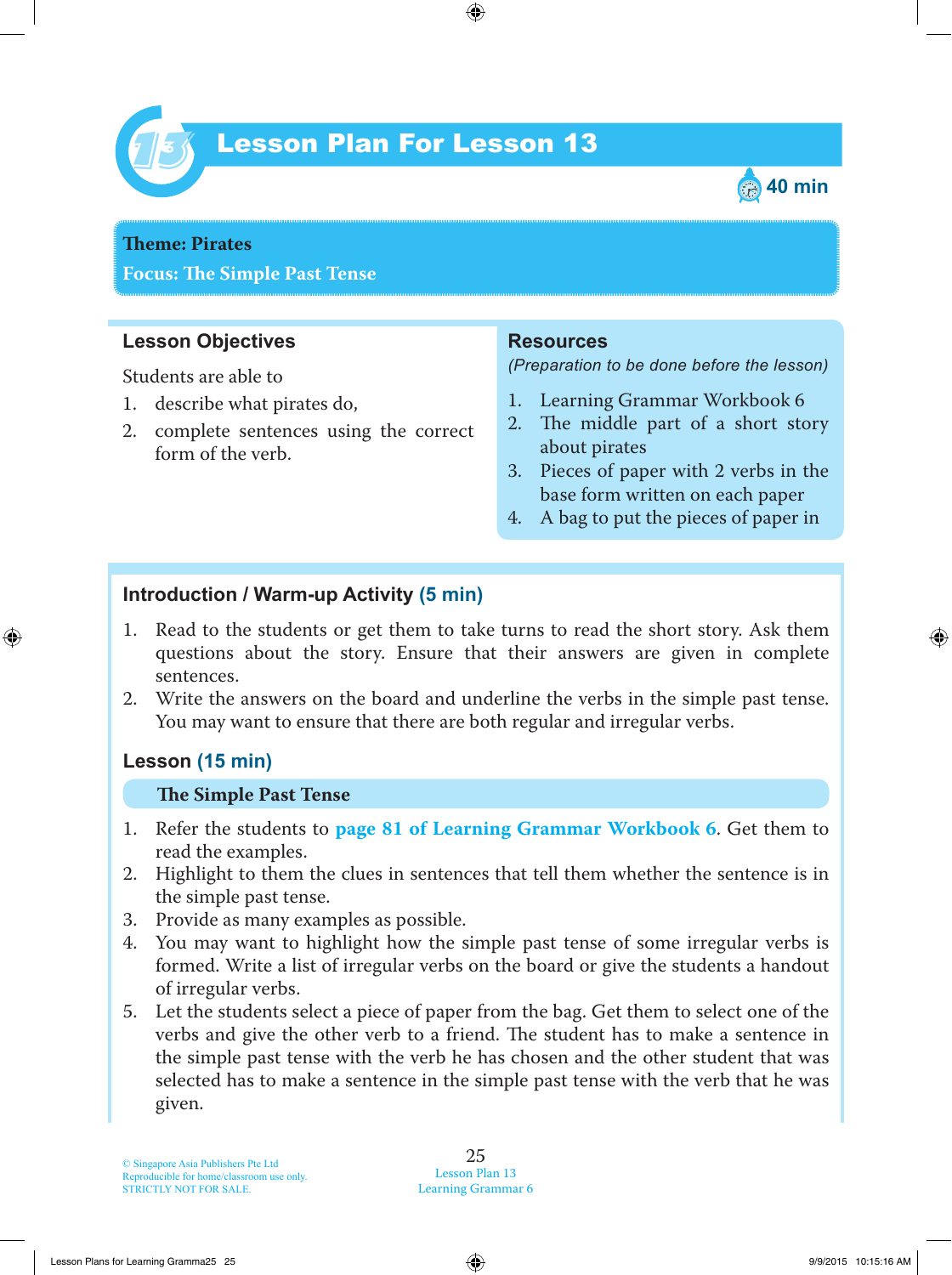# Lesson Plan For Lesson 13

40 min

**Theme: Pirates**
**Focus: The Simple Past Tense**

## Lesson Objectives

Students are able to

1. describe what pirates do,
2. complete sentences using the correct form of the verb.

## Resources

*(Preparation to be done before the lesson)*

1. Learning Grammar Workbook 6
2. The middle part of a short story about pirates
3. Pieces of paper with 2 verbs in the base form written on each paper
4. A bag to put the pieces of paper in

## Introduction / Warm-up Activity (5 min)

1. Read to the students or get them to take turns to read the short story. Ask them questions about the story. Ensure that their answers are given in complete sentences.
2. Write the answers on the board and underline the verbs in the simple past tense. You may want to ensure that there are both regular and irregular verbs.

## Lesson (15 min)

### The Simple Past Tense

1. Refer the students to **page 81 of Learning Grammar Workbook 6**. Get them to read the examples.
2. Highlight to them the clues in sentences that tell them whether the sentence is in the simple past tense.
3. Provide as many examples as possible.
4. You may want to highlight how the simple past tense of some irregular verbs is formed. Write a list of irregular verbs on the board or give the students a handout of irregular verbs.
5. Let the students select a piece of paper from the bag. Get them to select one of the verbs and give the other verb to a friend. The student has to make a sentence in the simple past tense with the verb he has chosen and the other student that was selected has to make a sentence in the simple past tense with the verb that he was given.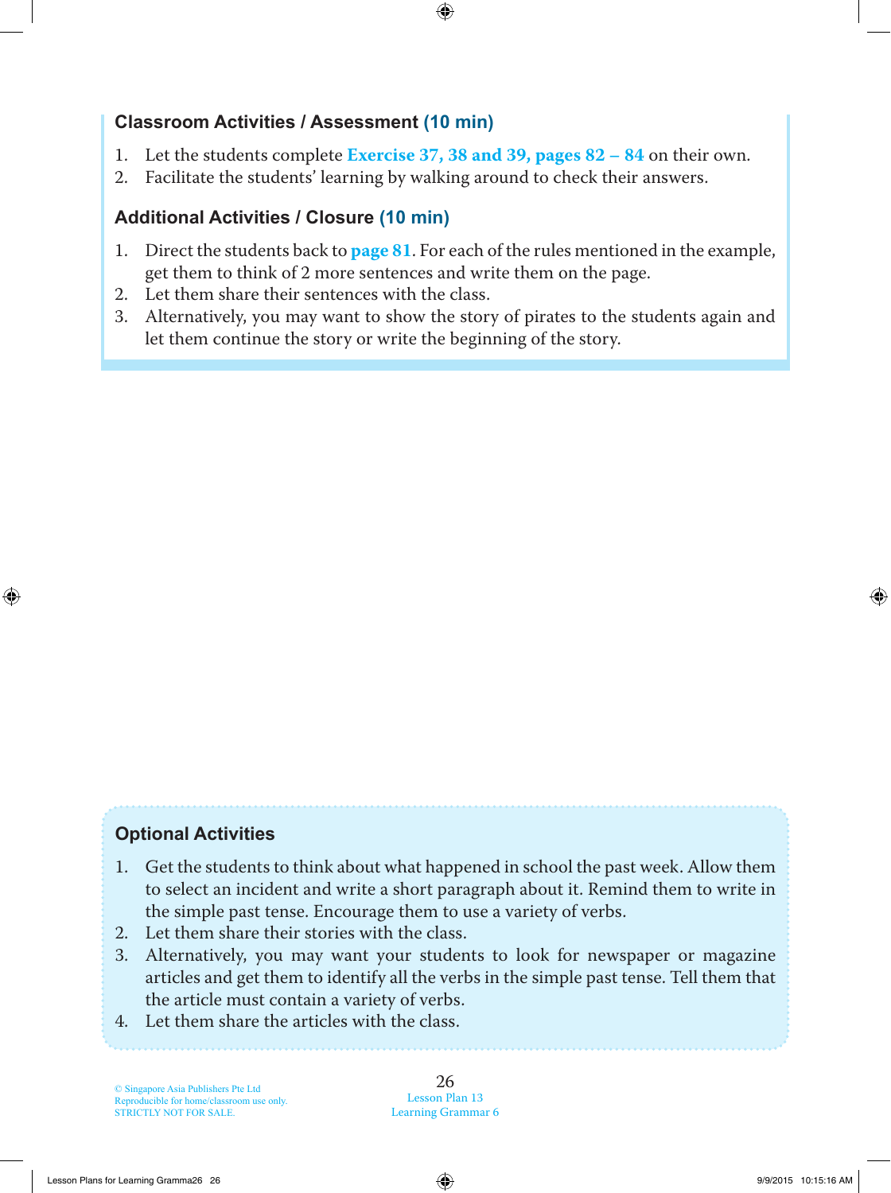### Classroom Activities / Assessment (10 min)

1. Let the students complete **Exercise 37, 38 and 39, pages 82 – 84** on their own.
2. Facilitate the students' learning by walking around to check their answers.

### Additional Activities / Closure (10 min)

1. Direct the students back to **page 81**. For each of the rules mentioned in the example, get them to think of 2 more sentences and write them on the page.
2. Let them share their sentences with the class.
3. Alternatively, you may want to show the story of pirates to the students again and let them continue the story or write the beginning of the story.

### Optional Activities

1. Get the students to think about what happened in school the past week. Allow them to select an incident and write a short paragraph about it. Remind them to write in the simple past tense. Encourage them to use a variety of verbs.
2. Let them share their stories with the class.
3. Alternatively, you may want your students to look for newspaper or magazine articles and get them to identify all the verbs in the simple past tense. Tell them that the article must contain a variety of verbs.
4. Let them share the articles with the class.

© Singapore Asia Publishers Pte Ltd
Reproducible for home/classroom use only.
STRICTLY NOT FOR SALE.